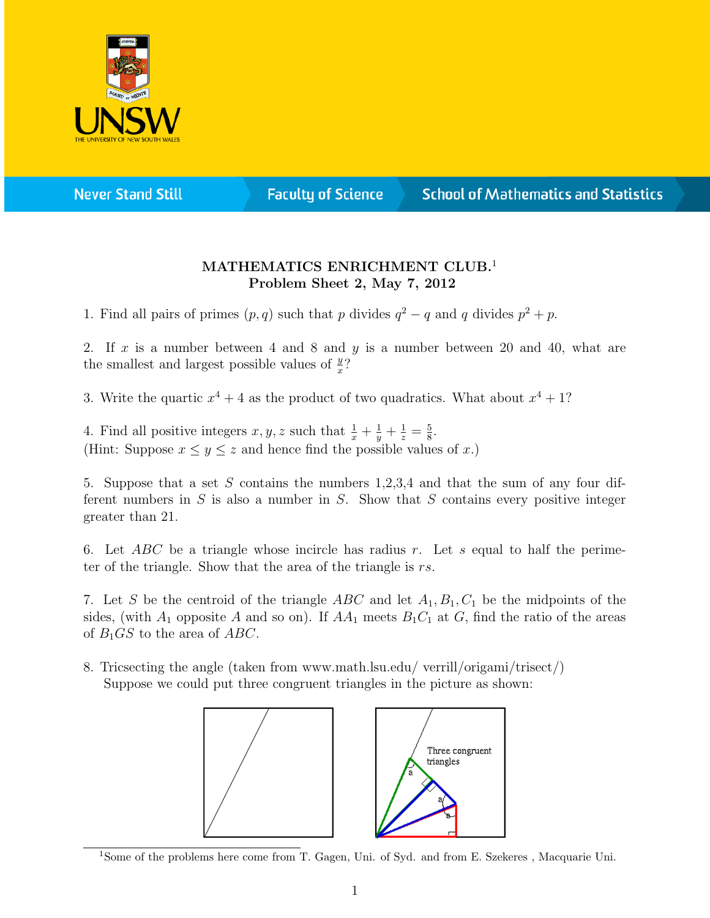**MATHEMATICS ENRICHMENT CLUB.**[1]
**Problem Sheet 2, May 7, 2012**

1. Find all pairs of primes $(p, q)$ such that $p$ divides $q^2 - q$ and $q$ divides $p^2 + p$.

2. If $x$ is a number between 4 and 8 and $y$ is a number between 20 and 40, what are the smallest and largest possible values of $\frac{y}{x}$?

3. Write the quartic $x^4 + 4$ as the product of two quadratics. What about $x^4 + 1$?

4. Find all positive integers $x, y, z$ such that $\frac{1}{x} + \frac{1}{y} + \frac{1}{z} = \frac{5}{8}$.
(Hint: Suppose $x \le y \le z$ and hence find the possible values of $x$.)

5. Suppose that a set $S$ contains the numbers 1,2,3,4 and that the sum of any four different numbers in $S$ is also a number in $S$. Show that $S$ contains every positive integer greater than 21.

6. Let $ABC$ be a triangle whose incircle has radius $r$. Let $s$ equal to half the perimeter of the triangle. Show that the area of the triangle is $rs$.

7. Let $S$ be the centroid of the triangle $ABC$ and let $A_1, B_1, C_1$ be the midpoints of the sides, (with $A_1$ opposite $A$ and so on). If $AA_1$ meets $B_1C_1$ at $G$, find the ratio of the areas of $B_1GS$ to the area of $ABC$.

8. Tricsecting the angle (taken from www.math.lsu.edu/ verrill/origami/trisect/)
Suppose we could put three congruent triangles in the picture as shown:

Three congruent triangles

[1] Some of the problems here come from T. Gagen, Uni. of Syd. and from E. Szekeres , Macquarie Uni.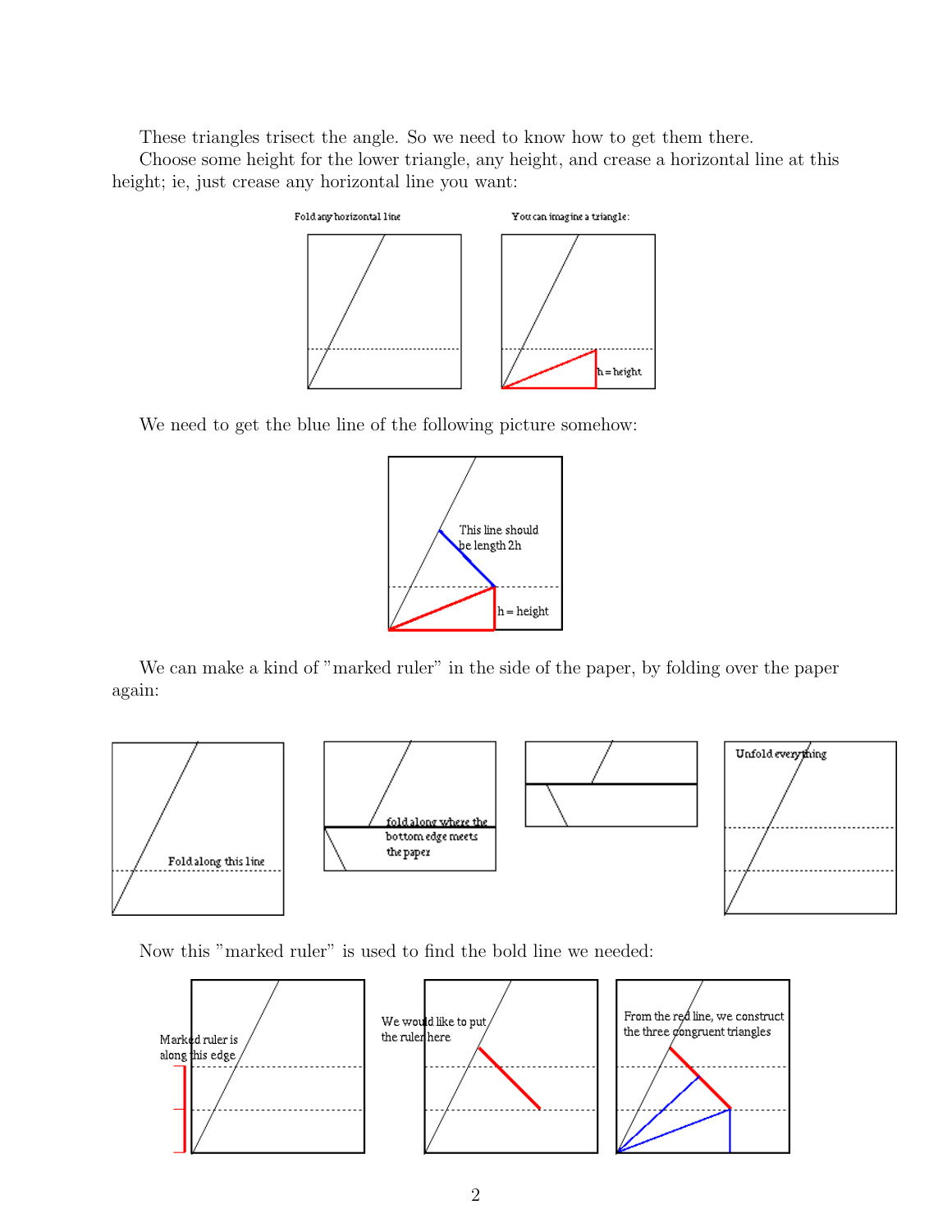These triangles trisect the angle. So we need to know how to get them there.

Choose some height for the lower triangle, any height, and crease a horizontal line at this height; ie, just crease any horizontal line you want:

Fold any horizontal line

You can imagine a triangle:

h = height

We need to get the blue line of the following picture somehow:

This line should be length 2h

h = height

We can make a kind of "marked ruler" in the side of the paper, by folding over the paper again:

Fold along this line

fold along where the bottom edge meets the paper

Unfold everything

Now this "marked ruler" is used to find the bold line we needed:

Marked ruler is along this edge

We would like to put the ruler here

From the red line, we construct the three congruent triangles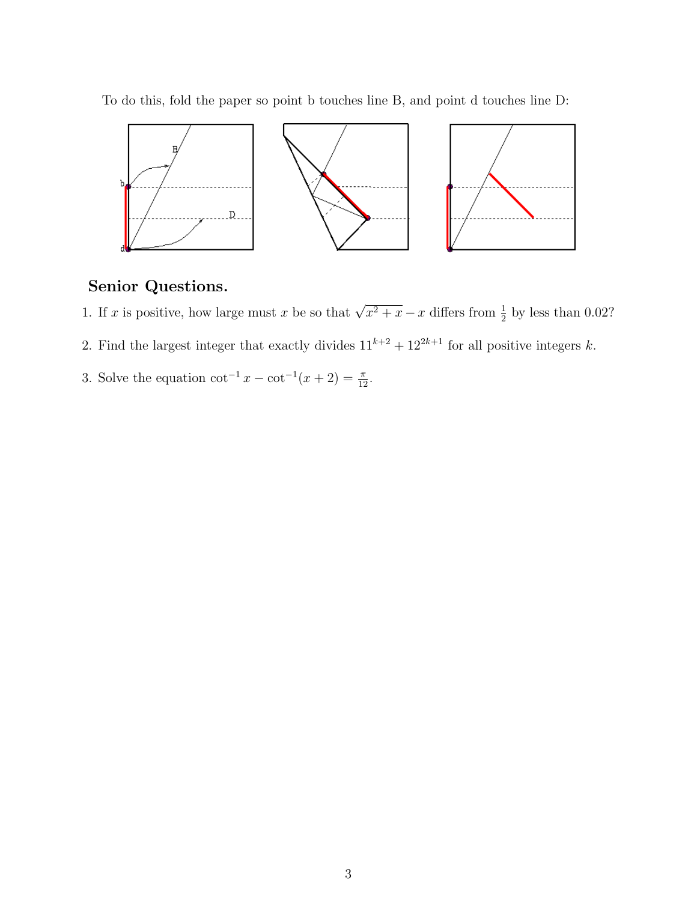To do this, fold the paper so point b touches line B, and point d touches line D:

b

B

D

d

## Senior Questions.

1. If $x$ is positive, how large must $x$ be so that $\sqrt{x^2+x}-x$ differs from $\frac{1}{2}$ by less than 0.02?

2. Find the largest integer that exactly divides $11^{k+2}+12^{2k+1}$ for all positive integers $k$.

3. Solve the equation $\cot^{-1} x - \cot^{-1}(x+2) = \frac{\pi}{12}$.